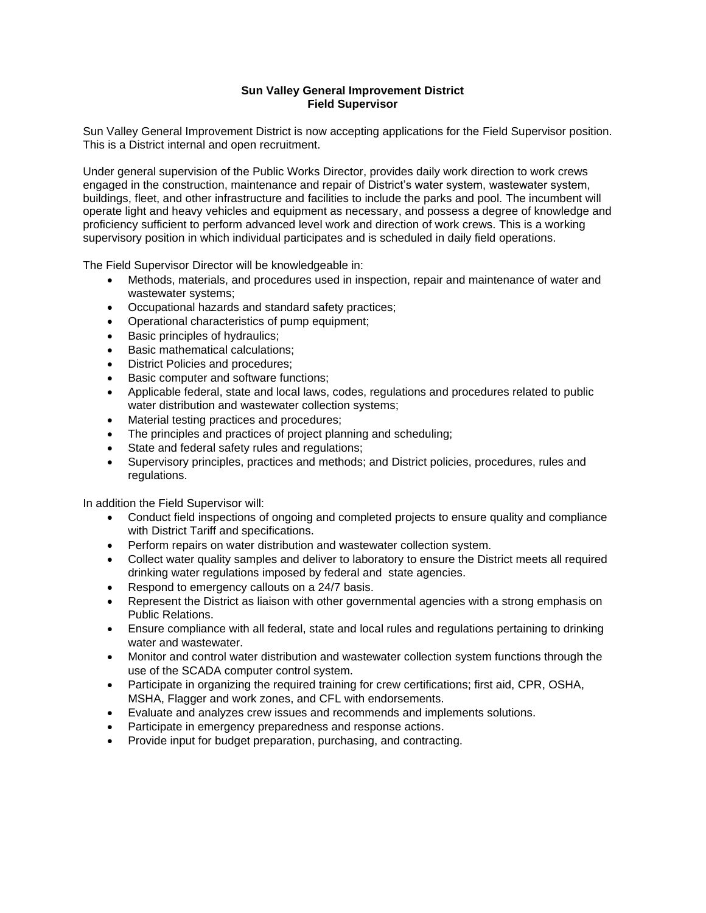**Sun Valley General Improvement District**
**Field Supervisor**

Sun Valley General Improvement District is now accepting applications for the Field Supervisor position. This is a District internal and open recruitment.

Under general supervision of the Public Works Director, provides daily work direction to work crews engaged in the construction, maintenance and repair of District's water system, wastewater system, buildings, fleet, and other infrastructure and facilities to include the parks and pool. The incumbent will operate light and heavy vehicles and equipment as necessary, and possess a degree of knowledge and proficiency sufficient to perform advanced level work and direction of work crews. This is a working supervisory position in which individual participates and is scheduled in daily field operations.

The Field Supervisor Director will be knowledgeable in:

- Methods, materials, and procedures used in inspection, repair and maintenance of water and wastewater systems;
- Occupational hazards and standard safety practices;
- Operational characteristics of pump equipment;
- Basic principles of hydraulics;
- Basic mathematical calculations;
- District Policies and procedures;
- Basic computer and software functions;
- Applicable federal, state and local laws, codes, regulations and procedures related to public water distribution and wastewater collection systems;
- Material testing practices and procedures;
- The principles and practices of project planning and scheduling;
- State and federal safety rules and regulations;
- Supervisory principles, practices and methods; and District policies, procedures, rules and regulations.

In addition the Field Supervisor will:

- Conduct field inspections of ongoing and completed projects to ensure quality and compliance with District Tariff and specifications.
- Perform repairs on water distribution and wastewater collection system.
- Collect water quality samples and deliver to laboratory to ensure the District meets all required drinking water regulations imposed by federal and state agencies.
- Respond to emergency callouts on a 24/7 basis.
- Represent the District as liaison with other governmental agencies with a strong emphasis on Public Relations.
- Ensure compliance with all federal, state and local rules and regulations pertaining to drinking water and wastewater.
- Monitor and control water distribution and wastewater collection system functions through the use of the SCADA computer control system.
- Participate in organizing the required training for crew certifications; first aid, CPR, OSHA, MSHA, Flagger and work zones, and CFL with endorsements.
- Evaluate and analyzes crew issues and recommends and implements solutions.
- Participate in emergency preparedness and response actions.
- Provide input for budget preparation, purchasing, and contracting.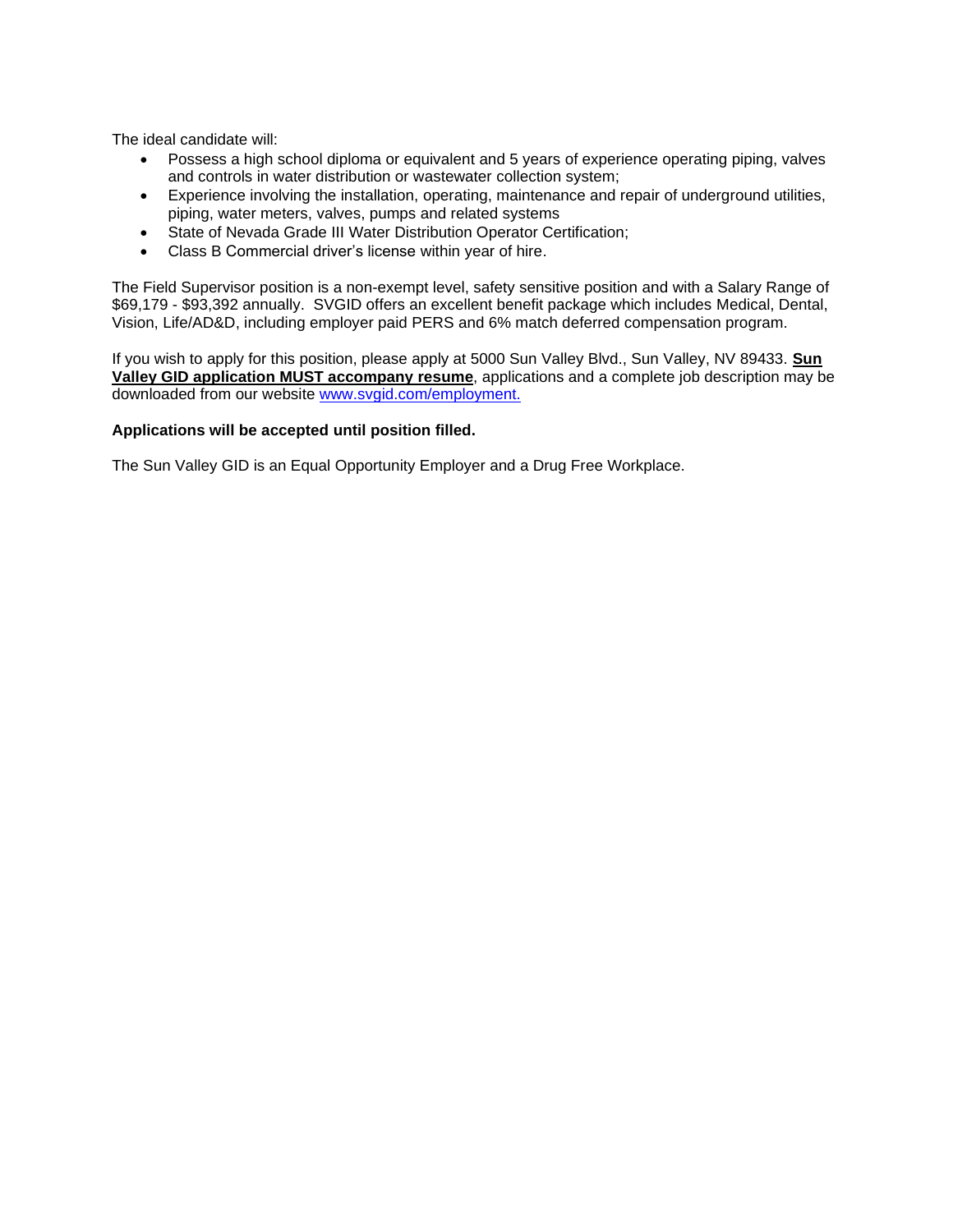The ideal candidate will:

- Possess a high school diploma or equivalent and 5 years of experience operating piping, valves and controls in water distribution or wastewater collection system;
- Experience involving the installation, operating, maintenance and repair of underground utilities, piping, water meters, valves, pumps and related systems
- State of Nevada Grade III Water Distribution Operator Certification;
- Class B Commercial driver's license within year of hire.

The Field Supervisor position is a non-exempt level, safety sensitive position and with a Salary Range of $69,179 - $93,392 annually. SVGID offers an excellent benefit package which includes Medical, Dental, Vision, Life/AD&D, including employer paid PERS and 6% match deferred compensation program.

If you wish to apply for this position, please apply at 5000 Sun Valley Blvd., Sun Valley, NV 89433. **Sun Valley GID application MUST accompany resume**, applications and a complete job description may be downloaded from our website [www.svgid.com/employment.](www.svgid.com/employment)

**Applications will be accepted until position filled.**

The Sun Valley GID is an Equal Opportunity Employer and a Drug Free Workplace.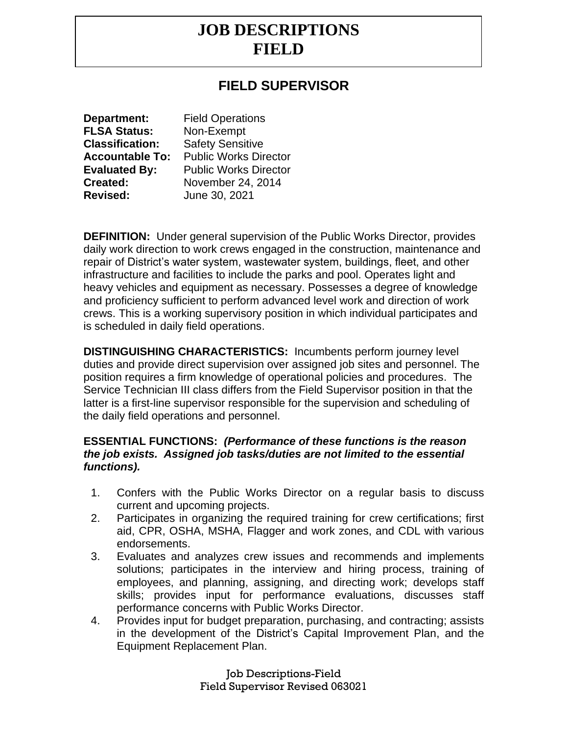# JOB DESCRIPTIONS
# FIELD

## FIELD SUPERVISOR

| | |
|---|---|
| **Department:** | Field Operations |
| **FLSA Status:** | Non-Exempt |
| **Classification:** | Safety Sensitive |
| **Accountable To:** | Public Works Director |
| **Evaluated By:** | Public Works Director |
| **Created:** | November 24, 2014 |
| **Revised:** | June 30, 2021 |

**DEFINITION:** Under general supervision of the Public Works Director, provides daily work direction to work crews engaged in the construction, maintenance and repair of District's water system, wastewater system, buildings, fleet, and other infrastructure and facilities to include the parks and pool. Operates light and heavy vehicles and equipment as necessary. Possesses a degree of knowledge and proficiency sufficient to perform advanced level work and direction of work crews. This is a working supervisory position in which individual participates and is scheduled in daily field operations.

**DISTINGUISHING CHARACTERISTICS:** Incumbents perform journey level duties and provide direct supervision over assigned job sites and personnel. The position requires a firm knowledge of operational policies and procedures. The Service Technician III class differs from the Field Supervisor position in that the latter is a first-line supervisor responsible for the supervision and scheduling of the daily field operations and personnel.

**ESSENTIAL FUNCTIONS:** ***(Performance of these functions is the reason the job exists. Assigned job tasks/duties are not limited to the essential functions).***

1. Confers with the Public Works Director on a regular basis to discuss current and upcoming projects.
2. Participates in organizing the required training for crew certifications; first aid, CPR, OSHA, MSHA, Flagger and work zones, and CDL with various endorsements.
3. Evaluates and analyzes crew issues and recommends and implements solutions; participates in the interview and hiring process, training of employees, and planning, assigning, and directing work; develops staff skills; provides input for performance evaluations, discusses staff performance concerns with Public Works Director.
4. Provides input for budget preparation, purchasing, and contracting; assists in the development of the District's Capital Improvement Plan, and the Equipment Replacement Plan.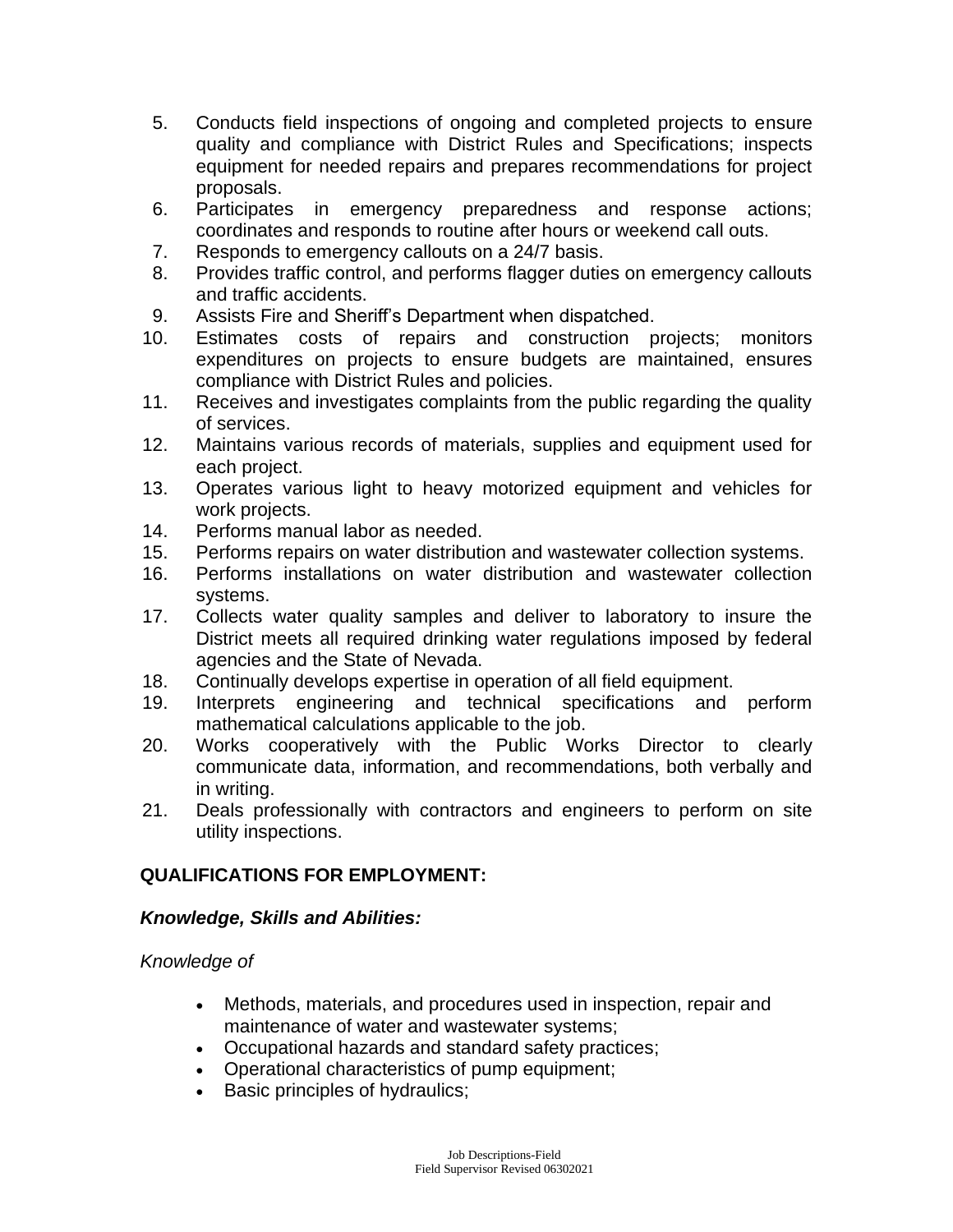5. Conducts field inspections of ongoing and completed projects to ensure quality and compliance with District Rules and Specifications; inspects equipment for needed repairs and prepares recommendations for project proposals.
6. Participates in emergency preparedness and response actions; coordinates and responds to routine after hours or weekend call outs.
7. Responds to emergency callouts on a 24/7 basis.
8. Provides traffic control, and performs flagger duties on emergency callouts and traffic accidents.
9. Assists Fire and Sheriff's Department when dispatched.
10. Estimates costs of repairs and construction projects; monitors expenditures on projects to ensure budgets are maintained, ensures compliance with District Rules and policies.
11. Receives and investigates complaints from the public regarding the quality of services.
12. Maintains various records of materials, supplies and equipment used for each project.
13. Operates various light to heavy motorized equipment and vehicles for work projects.
14. Performs manual labor as needed.
15. Performs repairs on water distribution and wastewater collection systems.
16. Performs installations on water distribution and wastewater collection systems.
17. Collects water quality samples and deliver to laboratory to insure the District meets all required drinking water regulations imposed by federal agencies and the State of Nevada.
18. Continually develops expertise in operation of all field equipment.
19. Interprets engineering and technical specifications and perform mathematical calculations applicable to the job.
20. Works cooperatively with the Public Works Director to clearly communicate data, information, and recommendations, both verbally and in writing.
21. Deals professionally with contractors and engineers to perform on site utility inspections.

## QUALIFICATIONS FOR EMPLOYMENT:

***Knowledge, Skills and Abilities:***

*Knowledge of*

- Methods, materials, and procedures used in inspection, repair and maintenance of water and wastewater systems;
- Occupational hazards and standard safety practices;
- Operational characteristics of pump equipment;
- Basic principles of hydraulics;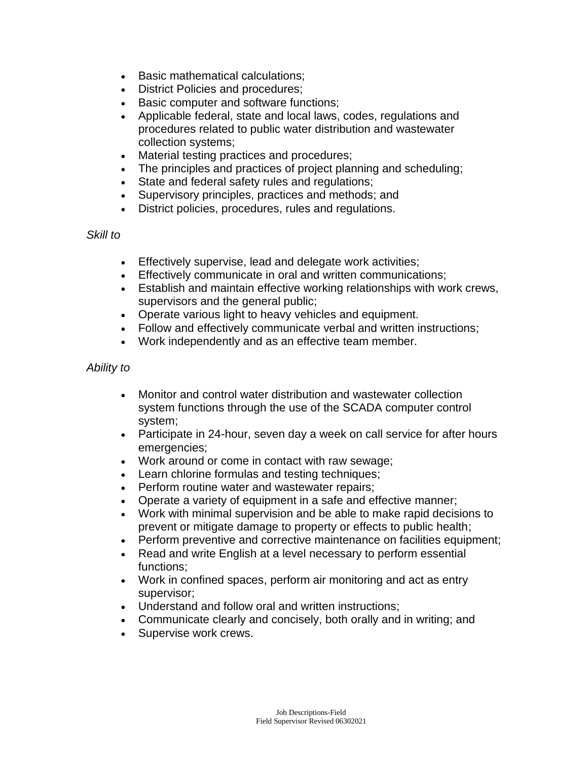- Basic mathematical calculations;
- District Policies and procedures;
- Basic computer and software functions;
- Applicable federal, state and local laws, codes, regulations and procedures related to public water distribution and wastewater collection systems;
- Material testing practices and procedures;
- The principles and practices of project planning and scheduling;
- State and federal safety rules and regulations;
- Supervisory principles, practices and methods; and
- District policies, procedures, rules and regulations.

*Skill to*

- Effectively supervise, lead and delegate work activities;
- Effectively communicate in oral and written communications;
- Establish and maintain effective working relationships with work crews, supervisors and the general public;
- Operate various light to heavy vehicles and equipment.
- Follow and effectively communicate verbal and written instructions;
- Work independently and as an effective team member.

*Ability to*

- Monitor and control water distribution and wastewater collection system functions through the use of the SCADA computer control system;
- Participate in 24-hour, seven day a week on call service for after hours emergencies;
- Work around or come in contact with raw sewage;
- Learn chlorine formulas and testing techniques;
- Perform routine water and wastewater repairs;
- Operate a variety of equipment in a safe and effective manner;
- Work with minimal supervision and be able to make rapid decisions to prevent or mitigate damage to property or effects to public health;
- Perform preventive and corrective maintenance on facilities equipment;
- Read and write English at a level necessary to perform essential functions;
- Work in confined spaces, perform air monitoring and act as entry supervisor;
- Understand and follow oral and written instructions;
- Communicate clearly and concisely, both orally and in writing; and
- Supervise work crews.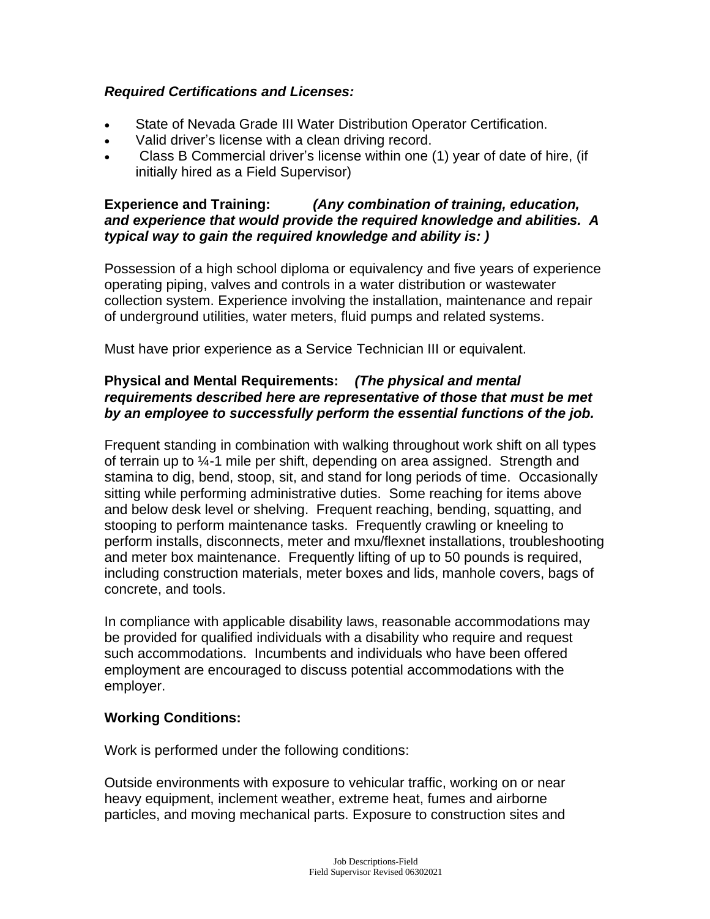***Required Certifications and Licenses:***

- State of Nevada Grade III Water Distribution Operator Certification.
- Valid driver's license with a clean driving record.
- Class B Commercial driver's license within one (1) year of date of hire, (if initially hired as a Field Supervisor)

**Experience and Training:** ***(Any combination of training, education, and experience that would provide the required knowledge and abilities. A typical way to gain the required knowledge and ability is: )***

Possession of a high school diploma or equivalency and five years of experience operating piping, valves and controls in a water distribution or wastewater collection system. Experience involving the installation, maintenance and repair of underground utilities, water meters, fluid pumps and related systems.

Must have prior experience as a Service Technician III or equivalent.

**Physical and Mental Requirements:** ***(The physical and mental requirements described here are representative of those that must be met by an employee to successfully perform the essential functions of the job.***

Frequent standing in combination with walking throughout work shift on all types of terrain up to ¼-1 mile per shift, depending on area assigned. Strength and stamina to dig, bend, stoop, sit, and stand for long periods of time. Occasionally sitting while performing administrative duties. Some reaching for items above and below desk level or shelving. Frequent reaching, bending, squatting, and stooping to perform maintenance tasks. Frequently crawling or kneeling to perform installs, disconnects, meter and mxu/flexnet installations, troubleshooting and meter box maintenance. Frequently lifting of up to 50 pounds is required, including construction materials, meter boxes and lids, manhole covers, bags of concrete, and tools.

In compliance with applicable disability laws, reasonable accommodations may be provided for qualified individuals with a disability who require and request such accommodations. Incumbents and individuals who have been offered employment are encouraged to discuss potential accommodations with the employer.

**Working Conditions:**

Work is performed under the following conditions:

Outside environments with exposure to vehicular traffic, working on or near heavy equipment, inclement weather, extreme heat, fumes and airborne particles, and moving mechanical parts. Exposure to construction sites and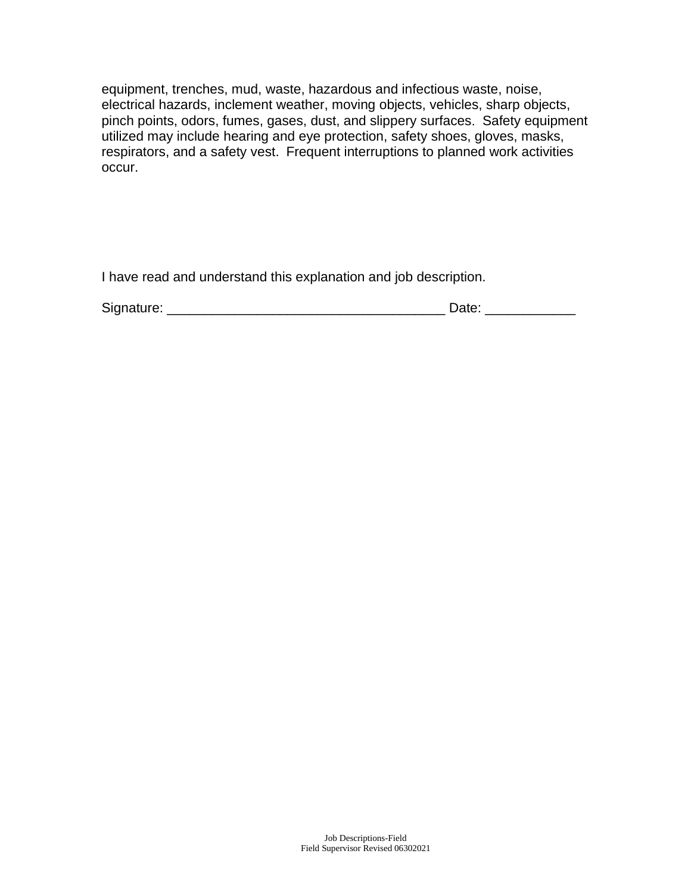equipment, trenches, mud, waste, hazardous and infectious waste, noise, electrical hazards, inclement weather, moving objects, vehicles, sharp objects, pinch points, odors, fumes, gases, dust, and slippery surfaces. Safety equipment utilized may include hearing and eye protection, safety shoes, gloves, masks, respirators, and a safety vest. Frequent interruptions to planned work activities occur.

I have read and understand this explanation and job description.

Signature: ____________________________________ Date: ____________